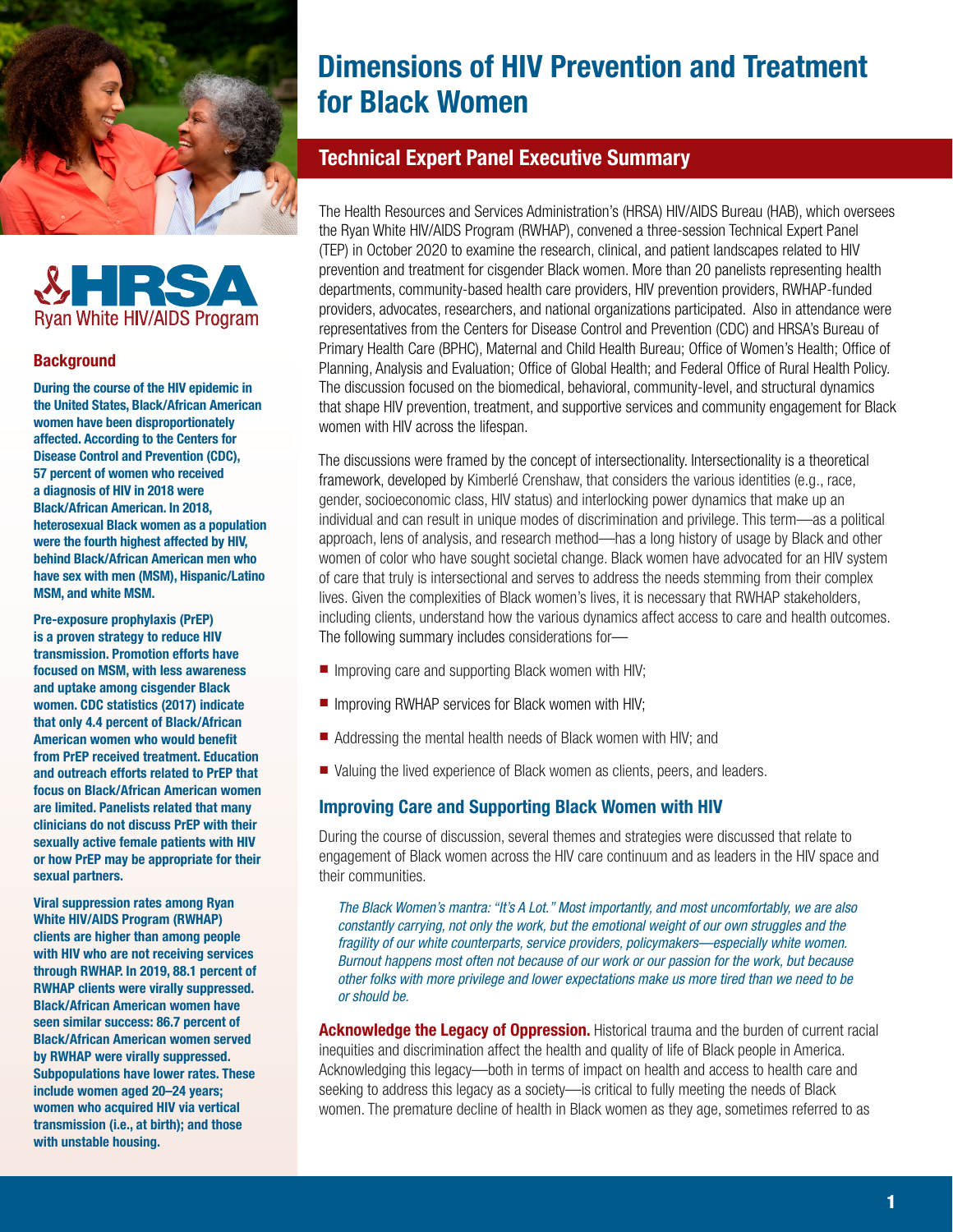# Dimensions of HIV Prevention and Treatment for Black Women

## Technical Expert Panel Executive Summary

HRSA Ryan White HIV/AIDS Program

### Background

**During the course of the HIV epidemic in the United States, Black/African American women have been disproportionately affected. According to the Centers for Disease Control and Prevention (CDC), 57 percent of women who received a diagnosis of HIV in 2018 were Black/African American. In 2018, heterosexual Black women as a population were the fourth highest affected by HIV, behind Black/African American men who have sex with men (MSM), Hispanic/Latino MSM, and white MSM.**

**Pre-exposure prophylaxis (PrEP) is a proven strategy to reduce HIV transmission. Promotion efforts have focused on MSM, with less awareness and uptake among cisgender Black women. CDC statistics (2017) indicate that only 4.4 percent of Black/African American women who would benefit from PrEP received treatment. Education and outreach efforts related to PrEP that focus on Black/African American women are limited. Panelists related that many clinicians do not discuss PrEP with their sexually active female patients with HIV or how PrEP may be appropriate for their sexual partners.**

**Viral suppression rates among Ryan White HIV/AIDS Program (RWHAP) clients are higher than among people with HIV who are not receiving services through RWHAP. In 2019, 88.1 percent of RWHAP clients were virally suppressed. Black/African American women have seen similar success: 86.7 percent of Black/African American women served by RWHAP were virally suppressed. Subpopulations have lower rates. These include women aged 20–24 years; women who acquired HIV via vertical transmission (i.e., at birth); and those with unstable housing.**

The Health Resources and Services Administration's (HRSA) HIV/AIDS Bureau (HAB), which oversees the Ryan White HIV/AIDS Program (RWHAP), convened a three-session Technical Expert Panel (TEP) in October 2020 to examine the research, clinical, and patient landscapes related to HIV prevention and treatment for cisgender Black women. More than 20 panelists representing health departments, community-based health care providers, HIV prevention providers, RWHAP-funded providers, advocates, researchers, and national organizations participated. Also in attendance were representatives from the Centers for Disease Control and Prevention (CDC) and HRSA's Bureau of Primary Health Care (BPHC), Maternal and Child Health Bureau; Office of Women's Health; Office of Planning, Analysis and Evaluation; Office of Global Health; and Federal Office of Rural Health Policy. The discussion focused on the biomedical, behavioral, community-level, and structural dynamics that shape HIV prevention, treatment, and supportive services and community engagement for Black women with HIV across the lifespan.

The discussions were framed by the concept of intersectionality. Intersectionality is a theoretical framework, developed by Kimberlé Crenshaw, that considers the various identities (e.g., race, gender, socioeconomic class, HIV status) and interlocking power dynamics that make up an individual and can result in unique modes of discrimination and privilege. This term—as a political approach, lens of analysis, and research method—has a long history of usage by Black and other women of color who have sought societal change. Black women have advocated for an HIV system of care that truly is intersectional and serves to address the needs stemming from their complex lives. Given the complexities of Black women's lives, it is necessary that RWHAP stakeholders, including clients, understand how the various dynamics affect access to care and health outcomes. The following summary includes considerations for—

- Improving care and supporting Black women with HIV;
- Improving RWHAP services for Black women with HIV;
- Addressing the mental health needs of Black women with HIV; and
- Valuing the lived experience of Black women as clients, peers, and leaders.

### Improving Care and Supporting Black Women with HIV

During the course of discussion, several themes and strategies were discussed that relate to engagement of Black women across the HIV care continuum and as leaders in the HIV space and their communities.

> *The Black Women's mantra: "It's A Lot." Most importantly, and most uncomfortably, we are also constantly carrying, not only the work, but the emotional weight of our own struggles and the fragility of our white counterparts, service providers, policymakers—especially white women. Burnout happens most often not because of our work or our passion for the work, but because other folks with more privilege and lower expectations make us more tired than we need to be or should be.*

**Acknowledge the Legacy of Oppression.** Historical trauma and the burden of current racial inequities and discrimination affect the health and quality of life of Black people in America. Acknowledging this legacy—both in terms of impact on health and access to health care and seeking to address this legacy as a society—is critical to fully meeting the needs of Black women. The premature decline of health in Black women as they age, sometimes referred to as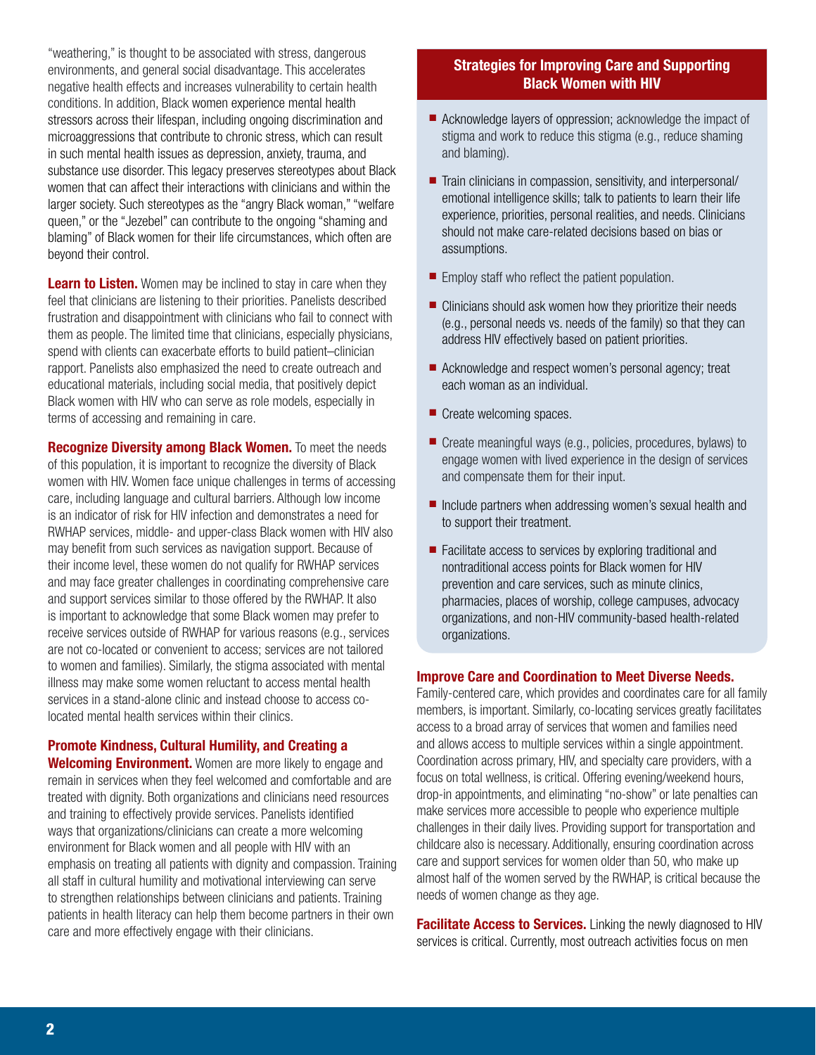"weathering," is thought to be associated with stress, dangerous environments, and general social disadvantage. This accelerates negative health effects and increases vulnerability to certain health conditions. In addition, Black women experience mental health stressors across their lifespan, including ongoing discrimination and microaggressions that contribute to chronic stress, which can result in such mental health issues as depression, anxiety, trauma, and substance use disorder. This legacy preserves stereotypes about Black women that can affect their interactions with clinicians and within the larger society. Such stereotypes as the "angry Black woman," "welfare queen," or the "Jezebel" can contribute to the ongoing "shaming and blaming" of Black women for their life circumstances, which often are beyond their control.

**Learn to Listen.** Women may be inclined to stay in care when they feel that clinicians are listening to their priorities. Panelists described frustration and disappointment with clinicians who fail to connect with them as people. The limited time that clinicians, especially physicians, spend with clients can exacerbate efforts to build patient–clinician rapport. Panelists also emphasized the need to create outreach and educational materials, including social media, that positively depict Black women with HIV who can serve as role models, especially in terms of accessing and remaining in care.

**Recognize Diversity among Black Women.** To meet the needs of this population, it is important to recognize the diversity of Black women with HIV. Women face unique challenges in terms of accessing care, including language and cultural barriers. Although low income is an indicator of risk for HIV infection and demonstrates a need for RWHAP services, middle- and upper-class Black women with HIV also may benefit from such services as navigation support. Because of their income level, these women do not qualify for RWHAP services and may face greater challenges in coordinating comprehensive care and support services similar to those offered by the RWHAP. It also is important to acknowledge that some Black women may prefer to receive services outside of RWHAP for various reasons (e.g., services are not co-located or convenient to access; services are not tailored to women and families). Similarly, the stigma associated with mental illness may make some women reluctant to access mental health services in a stand-alone clinic and instead choose to access co-located mental health services within their clinics.

**Promote Kindness, Cultural Humility, and Creating a Welcoming Environment.** Women are more likely to engage and remain in services when they feel welcomed and comfortable and are treated with dignity. Both organizations and clinicians need resources and training to effectively provide services. Panelists identified ways that organizations/clinicians can create a more welcoming environment for Black women and all people with HIV with an emphasis on treating all patients with dignity and compassion. Training all staff in cultural humility and motivational interviewing can serve to strengthen relationships between clinicians and patients. Training patients in health literacy can help them become partners in their own care and more effectively engage with their clinicians.

### Strategies for Improving Care and Supporting Black Women with HIV

- Acknowledge layers of oppression; acknowledge the impact of stigma and work to reduce this stigma (e.g., reduce shaming and blaming).
- Train clinicians in compassion, sensitivity, and interpersonal/emotional intelligence skills; talk to patients to learn their life experience, priorities, personal realities, and needs. Clinicians should not make care-related decisions based on bias or assumptions.
- Employ staff who reflect the patient population.
- Clinicians should ask women how they prioritize their needs (e.g., personal needs vs. needs of the family) so that they can address HIV effectively based on patient priorities.
- Acknowledge and respect women's personal agency; treat each woman as an individual.
- Create welcoming spaces.
- Create meaningful ways (e.g., policies, procedures, bylaws) to engage women with lived experience in the design of services and compensate them for their input.
- Include partners when addressing women's sexual health and to support their treatment.
- Facilitate access to services by exploring traditional and nontraditional access points for Black women for HIV prevention and care services, such as minute clinics, pharmacies, places of worship, college campuses, advocacy organizations, and non-HIV community-based health-related organizations.

**Improve Care and Coordination to Meet Diverse Needs.** Family-centered care, which provides and coordinates care for all family members, is important. Similarly, co-locating services greatly facilitates access to a broad array of services that women and families need and allows access to multiple services within a single appointment. Coordination across primary, HIV, and specialty care providers, with a focus on total wellness, is critical. Offering evening/weekend hours, drop-in appointments, and eliminating "no-show" or late penalties can make services more accessible to people who experience multiple challenges in their daily lives. Providing support for transportation and childcare also is necessary. Additionally, ensuring coordination across care and support services for women older than 50, who make up almost half of the women served by the RWHAP, is critical because the needs of women change as they age.

**Facilitate Access to Services.** Linking the newly diagnosed to HIV services is critical. Currently, most outreach activities focus on men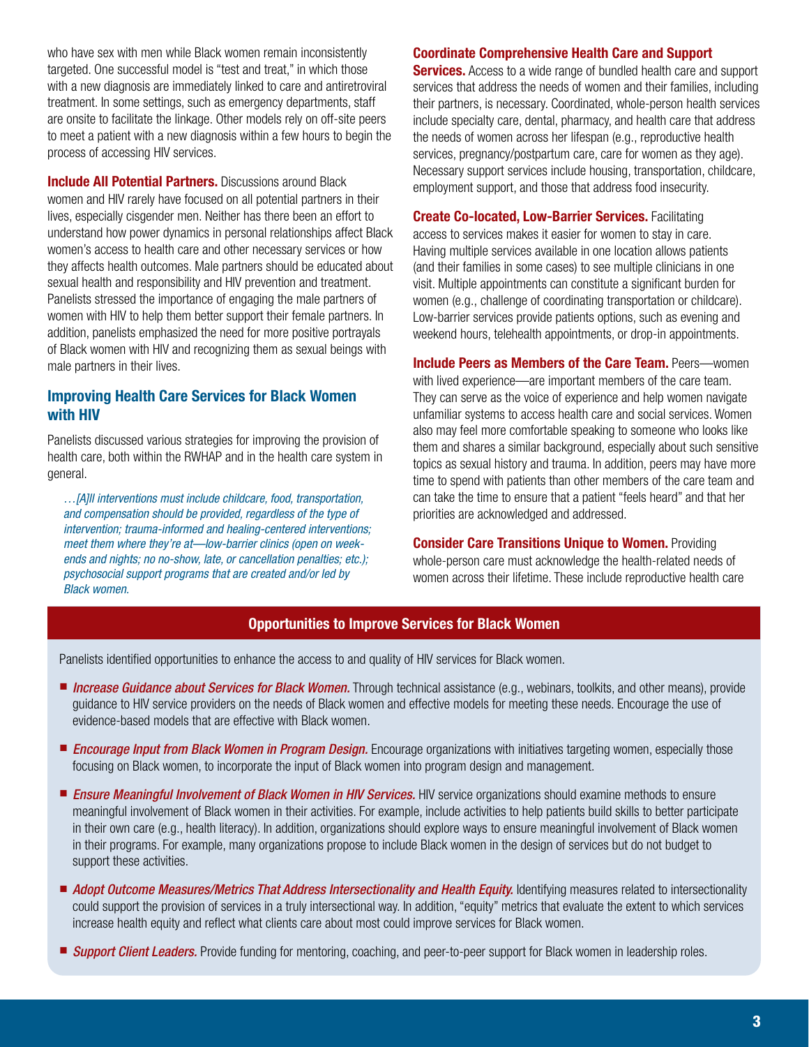who have sex with men while Black women remain inconsistently targeted. One successful model is "test and treat," in which those with a new diagnosis are immediately linked to care and antiretroviral treatment. In some settings, such as emergency departments, staff are onsite to facilitate the linkage. Other models rely on off-site peers to meet a patient with a new diagnosis within a few hours to begin the process of accessing HIV services.

**Include All Potential Partners.** Discussions around Black women and HIV rarely have focused on all potential partners in their lives, especially cisgender men. Neither has there been an effort to understand how power dynamics in personal relationships affect Black women's access to health care and other necessary services or how they affects health outcomes. Male partners should be educated about sexual health and responsibility and HIV prevention and treatment. Panelists stressed the importance of engaging the male partners of women with HIV to help them better support their female partners. In addition, panelists emphasized the need for more positive portrayals of Black women with HIV and recognizing them as sexual beings with male partners in their lives.

## Improving Health Care Services for Black Women with HIV

Panelists discussed various strategies for improving the provision of health care, both within the RWHAP and in the health care system in general.

> *…[A]ll interventions must include childcare, food, transportation, and compensation should be provided, regardless of the type of intervention; trauma-informed and healing-centered interventions; meet them where they're at—low-barrier clinics (open on weekends and nights; no no-show, late, or cancellation penalties; etc.); psychosocial support programs that are created and/or led by Black women.*

**Coordinate Comprehensive Health Care and Support Services.** Access to a wide range of bundled health care and support services that address the needs of women and their families, including their partners, is necessary. Coordinated, whole-person health services include specialty care, dental, pharmacy, and health care that address the needs of women across her lifespan (e.g., reproductive health services, pregnancy/postpartum care, care for women as they age). Necessary support services include housing, transportation, childcare, employment support, and those that address food insecurity.

**Create Co-located, Low-Barrier Services.** Facilitating access to services makes it easier for women to stay in care. Having multiple services available in one location allows patients (and their families in some cases) to see multiple clinicians in one visit. Multiple appointments can constitute a significant burden for women (e.g., challenge of coordinating transportation or childcare). Low-barrier services provide patients options, such as evening and weekend hours, telehealth appointments, or drop-in appointments.

**Include Peers as Members of the Care Team.** Peers—women with lived experience—are important members of the care team. They can serve as the voice of experience and help women navigate unfamiliar systems to access health care and social services. Women also may feel more comfortable speaking to someone who looks like them and shares a similar background, especially about such sensitive topics as sexual history and trauma. In addition, peers may have more time to spend with patients than other members of the care team and can take the time to ensure that a patient "feels heard" and that her priorities are acknowledged and addressed.

**Consider Care Transitions Unique to Women.** Providing whole-person care must acknowledge the health-related needs of women across their lifetime. These include reproductive health care

### Opportunities to Improve Services for Black Women

Panelists identified opportunities to enhance the access to and quality of HIV services for Black women.

- ***Increase Guidance about Services for Black Women.*** Through technical assistance (e.g., webinars, toolkits, and other means), provide guidance to HIV service providers on the needs of Black women and effective models for meeting these needs. Encourage the use of evidence-based models that are effective with Black women.
- ***Encourage Input from Black Women in Program Design.*** Encourage organizations with initiatives targeting women, especially those focusing on Black women, to incorporate the input of Black women into program design and management.
- ***Ensure Meaningful Involvement of Black Women in HIV Services.*** HIV service organizations should examine methods to ensure meaningful involvement of Black women in their activities. For example, include activities to help patients build skills to better participate in their own care (e.g., health literacy). In addition, organizations should explore ways to ensure meaningful involvement of Black women in their programs. For example, many organizations propose to include Black women in the design of services but do not budget to support these activities.
- ***Adopt Outcome Measures/Metrics That Address Intersectionality and Health Equity.*** Identifying measures related to intersectionality could support the provision of services in a truly intersectional way. In addition, "equity" metrics that evaluate the extent to which services increase health equity and reflect what clients care about most could improve services for Black women.
- ***Support Client Leaders.*** Provide funding for mentoring, coaching, and peer-to-peer support for Black women in leadership roles.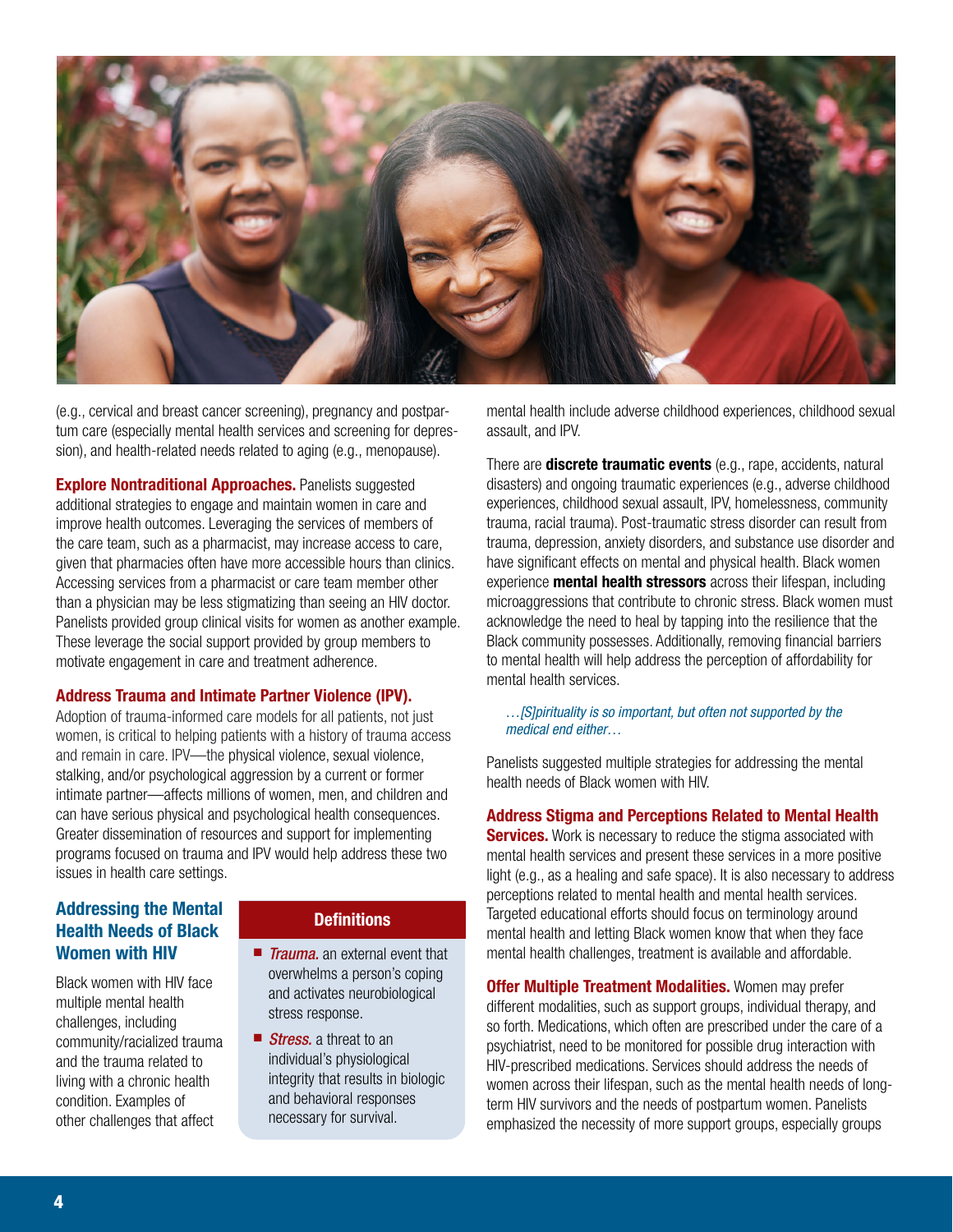(e.g., cervical and breast cancer screening), pregnancy and postpartum care (especially mental health services and screening for depression), and health-related needs related to aging (e.g., menopause).

**Explore Nontraditional Approaches.** Panelists suggested additional strategies to engage and maintain women in care and improve health outcomes. Leveraging the services of members of the care team, such as a pharmacist, may increase access to care, given that pharmacies often have more accessible hours than clinics. Accessing services from a pharmacist or care team member other than a physician may be less stigmatizing than seeing an HIV doctor. Panelists provided group clinical visits for women as another example. These leverage the social support provided by group members to motivate engagement in care and treatment adherence.

**Address Trauma and Intimate Partner Violence (IPV).** Adoption of trauma-informed care models for all patients, not just women, is critical to helping patients with a history of trauma access and remain in care. IPV—the physical violence, sexual violence, stalking, and/or psychological aggression by a current or former intimate partner—affects millions of women, men, and children and can have serious physical and psychological health consequences. Greater dissemination of resources and support for implementing programs focused on trauma and IPV would help address these two issues in health care settings.

## Addressing the Mental Health Needs of Black Women with HIV

Black women with HIV face multiple mental health challenges, including community/racialized trauma and the trauma related to living with a chronic health condition. Examples of other challenges that affect mental health include adverse childhood experiences, childhood sexual assault, and IPV.

> **Definitions**
>
> - *Trauma.* an external event that overwhelms a person's coping and activates neurobiological stress response.
> - *Stress.* a threat to an individual's physiological integrity that results in biologic and behavioral responses necessary for survival.

There are **discrete traumatic events** (e.g., rape, accidents, natural disasters) and ongoing traumatic experiences (e.g., adverse childhood experiences, childhood sexual assault, IPV, homelessness, community trauma, racial trauma). Post-traumatic stress disorder can result from trauma, depression, anxiety disorders, and substance use disorder and have significant effects on mental and physical health. Black women experience **mental health stressors** across their lifespan, including microaggressions that contribute to chronic stress. Black women must acknowledge the need to heal by tapping into the resilience that the Black community possesses. Additionally, removing financial barriers to mental health will help address the perception of affordability for mental health services.

> *…[S]pirituality is so important, but often not supported by the medical end either…*

Panelists suggested multiple strategies for addressing the mental health needs of Black women with HIV.

**Address Stigma and Perceptions Related to Mental Health Services.** Work is necessary to reduce the stigma associated with mental health services and present these services in a more positive light (e.g., as a healing and safe space). It is also necessary to address perceptions related to mental health and mental health services. Targeted educational efforts should focus on terminology around mental health and letting Black women know that when they face mental health challenges, treatment is available and affordable.

**Offer Multiple Treatment Modalities.** Women may prefer different modalities, such as support groups, individual therapy, and so forth. Medications, which often are prescribed under the care of a psychiatrist, need to be monitored for possible drug interaction with HIV-prescribed medications. Services should address the needs of women across their lifespan, such as the mental health needs of long-term HIV survivors and the needs of postpartum women. Panelists emphasized the necessity of more support groups, especially groups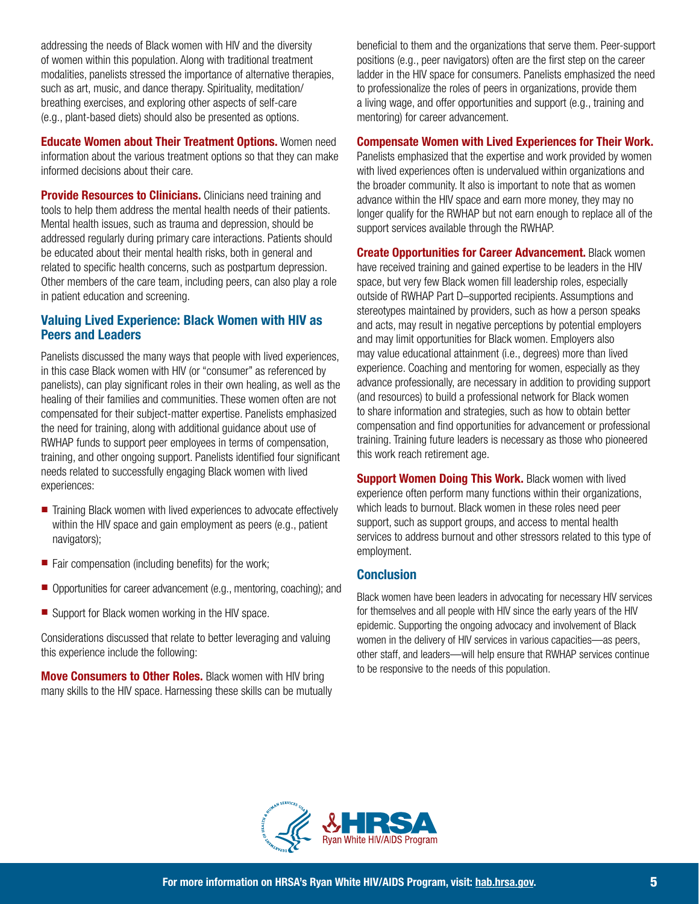addressing the needs of Black women with HIV and the diversity of women within this population. Along with traditional treatment modalities, panelists stressed the importance of alternative therapies, such as art, music, and dance therapy. Spirituality, meditation/breathing exercises, and exploring other aspects of self-care (e.g., plant-based diets) should also be presented as options.

**Educate Women about Their Treatment Options.** Women need information about the various treatment options so that they can make informed decisions about their care.

**Provide Resources to Clinicians.** Clinicians need training and tools to help them address the mental health needs of their patients. Mental health issues, such as trauma and depression, should be addressed regularly during primary care interactions. Patients should be educated about their mental health risks, both in general and related to specific health concerns, such as postpartum depression. Other members of the care team, including peers, can also play a role in patient education and screening.

## Valuing Lived Experience: Black Women with HIV as Peers and Leaders

Panelists discussed the many ways that people with lived experiences, in this case Black women with HIV (or "consumer" as referenced by panelists), can play significant roles in their own healing, as well as the healing of their families and communities. These women often are not compensated for their subject-matter expertise. Panelists emphasized the need for training, along with additional guidance about use of RWHAP funds to support peer employees in terms of compensation, training, and other ongoing support. Panelists identified four significant needs related to successfully engaging Black women with lived experiences:

- Training Black women with lived experiences to advocate effectively within the HIV space and gain employment as peers (e.g., patient navigators);
- Fair compensation (including benefits) for the work;
- Opportunities for career advancement (e.g., mentoring, coaching); and
- Support for Black women working in the HIV space.

Considerations discussed that relate to better leveraging and valuing this experience include the following:

**Move Consumers to Other Roles.** Black women with HIV bring many skills to the HIV space. Harnessing these skills can be mutually beneficial to them and the organizations that serve them. Peer-support positions (e.g., peer navigators) often are the first step on the career ladder in the HIV space for consumers. Panelists emphasized the need to professionalize the roles of peers in organizations, provide them a living wage, and offer opportunities and support (e.g., training and mentoring) for career advancement.

**Compensate Women with Lived Experiences for Their Work.** Panelists emphasized that the expertise and work provided by women with lived experiences often is undervalued within organizations and the broader community. It also is important to note that as women advance within the HIV space and earn more money, they may no longer qualify for the RWHAP but not earn enough to replace all of the support services available through the RWHAP.

**Create Opportunities for Career Advancement.** Black women have received training and gained expertise to be leaders in the HIV space, but very few Black women fill leadership roles, especially outside of RWHAP Part D–supported recipients. Assumptions and stereotypes maintained by providers, such as how a person speaks and acts, may result in negative perceptions by potential employers and may limit opportunities for Black women. Employers also may value educational attainment (i.e., degrees) more than lived experience. Coaching and mentoring for women, especially as they advance professionally, are necessary in addition to providing support (and resources) to build a professional network for Black women to share information and strategies, such as how to obtain better compensation and find opportunities for advancement or professional training. Training future leaders is necessary as those who pioneered this work reach retirement age.

**Support Women Doing This Work.** Black women with lived experience often perform many functions within their organizations, which leads to burnout. Black women in these roles need peer support, such as support groups, and access to mental health services to address burnout and other stressors related to this type of employment.

## Conclusion

Black women have been leaders in advocating for necessary HIV services for themselves and all people with HIV since the early years of the HIV epidemic. Supporting the ongoing advocacy and involvement of Black women in the delivery of HIV services in various capacities—as peers, other staff, and leaders—will help ensure that RWHAP services continue to be responsive to the needs of this population.

HRSA Ryan White HIV/AIDS Program

For more information on HRSA's Ryan White HIV/AIDS Program, visit: hab.hrsa.gov.